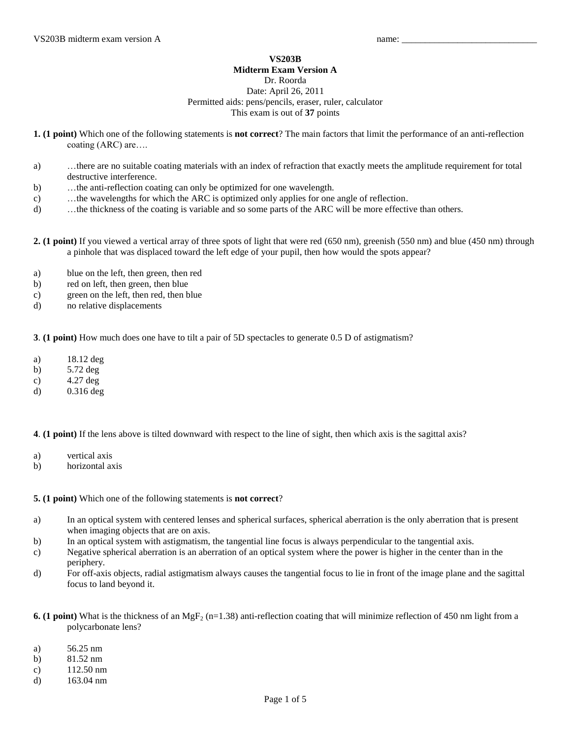name: ______________________________

**VS203B**
**Midterm Exam Version A**
Dr. Roorda
Date: April 26, 2011
Permitted aids: pens/pencils, eraser, ruler, calculator
This exam is out of **37** points

**1. (1 point)** Which one of the following statements is **not correct**? The main factors that limit the performance of an anti-reflection coating (ARC) are….

a) …there are no suitable coating materials with an index of refraction that exactly meets the amplitude requirement for total destructive interference.
b) …the anti-reflection coating can only be optimized for one wavelength.
c) …the wavelengths for which the ARC is optimized only applies for one angle of reflection.
d) …the thickness of the coating is variable and so some parts of the ARC will be more effective than others.

**2. (1 point)** If you viewed a vertical array of three spots of light that were red (650 nm), greenish (550 nm) and blue (450 nm) through a pinhole that was displaced toward the left edge of your pupil, then how would the spots appear?

a) blue on the left, then green, then red
b) red on left, then green, then blue
c) green on the left, then red, then blue
d) no relative displacements

**3**. **(1 point)** How much does one have to tilt a pair of 5D spectacles to generate 0.5 D of astigmatism?

a) 18.12 deg
b) 5.72 deg
c) 4.27 deg
d) 0.316 deg

**4**. **(1 point)** If the lens above is tilted downward with respect to the line of sight, then which axis is the sagittal axis?

a) vertical axis
b) horizontal axis

**5. (1 point)** Which one of the following statements is **not correct**?

a) In an optical system with centered lenses and spherical surfaces, spherical aberration is the only aberration that is present when imaging objects that are on axis.
b) In an optical system with astigmatism, the tangential line focus is always perpendicular to the tangential axis.
c) Negative spherical aberration is an aberration of an optical system where the power is higher in the center than in the periphery.
d) For off-axis objects, radial astigmatism always causes the tangential focus to lie in front of the image plane and the sagittal focus to land beyond it.

**6. (1 point)** What is the thickness of an $MgF_2$ (n=1.38) anti-reflection coating that will minimize reflection of 450 nm light from a polycarbonate lens?

a) 56.25 nm
b) 81.52 nm
c) 112.50 nm
d) 163.04 nm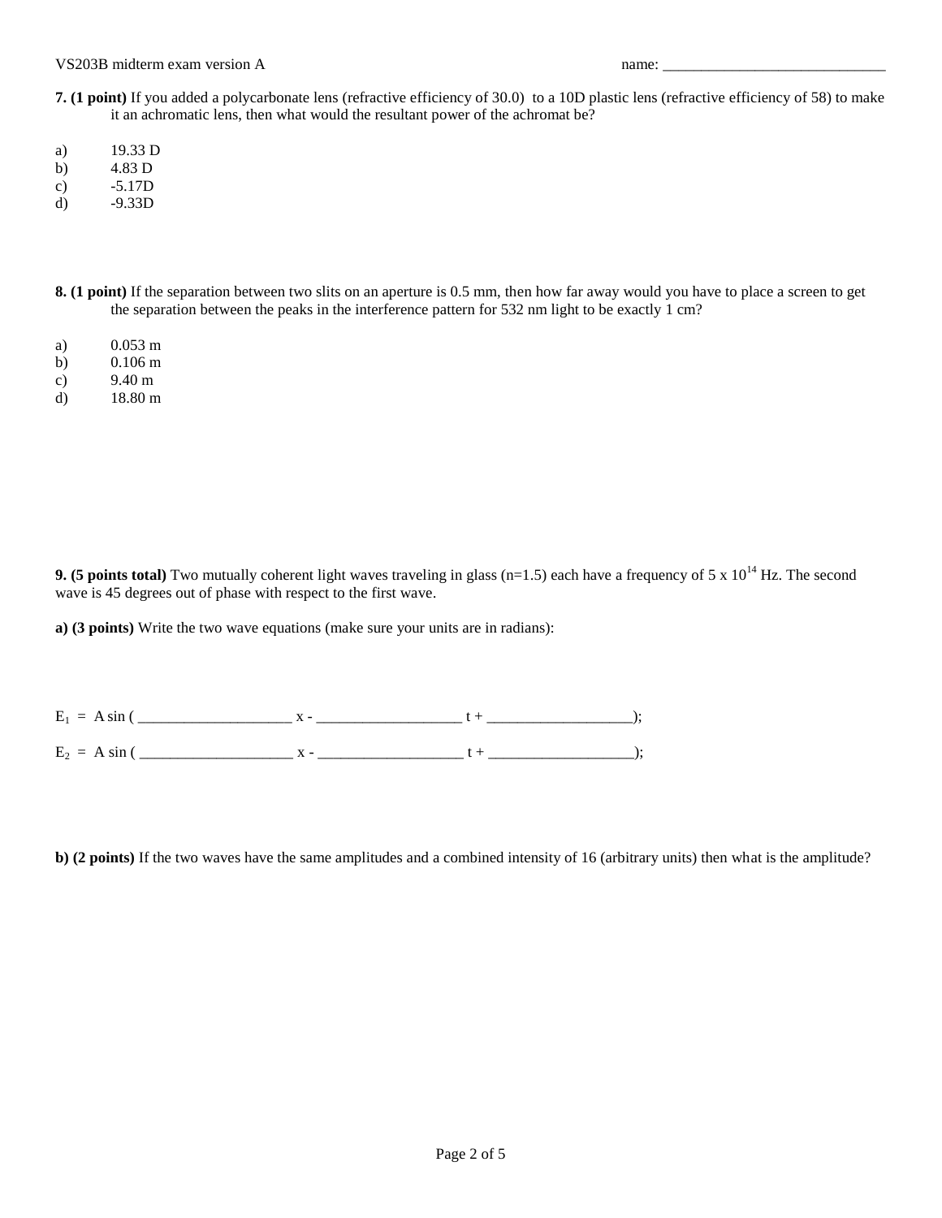**7. (1 point)** If you added a polycarbonate lens (refractive efficiency of 30.0) to a 10D plastic lens (refractive efficiency of 58) to make it an achromatic lens, then what would the resultant power of the achromat be?

a) 19.33 D
b) 4.83 D
c) -5.17D
d) -9.33D

**8. (1 point)** If the separation between two slits on an aperture is 0.5 mm, then how far away would you have to place a screen to get the separation between the peaks in the interference pattern for 532 nm light to be exactly 1 cm?

a) 0.053 m
b) 0.106 m
c) 9.40 m
d) 18.80 m

**9. (5 points total)** Two mutually coherent light waves traveling in glass (n=1.5) each have a frequency of $5 \times 10^{14}$ Hz. The second wave is 45 degrees out of phase with respect to the first wave.

**a) (3 points)** Write the two wave equations (make sure your units are in radians):

$E_1$ = A sin ( ____________________ x - ___________________ t + ___________________);

$E_2$ = A sin ( ____________________ x - ___________________ t + ___________________);

**b) (2 points)** If the two waves have the same amplitudes and a combined intensity of 16 (arbitrary units) then what is the amplitude?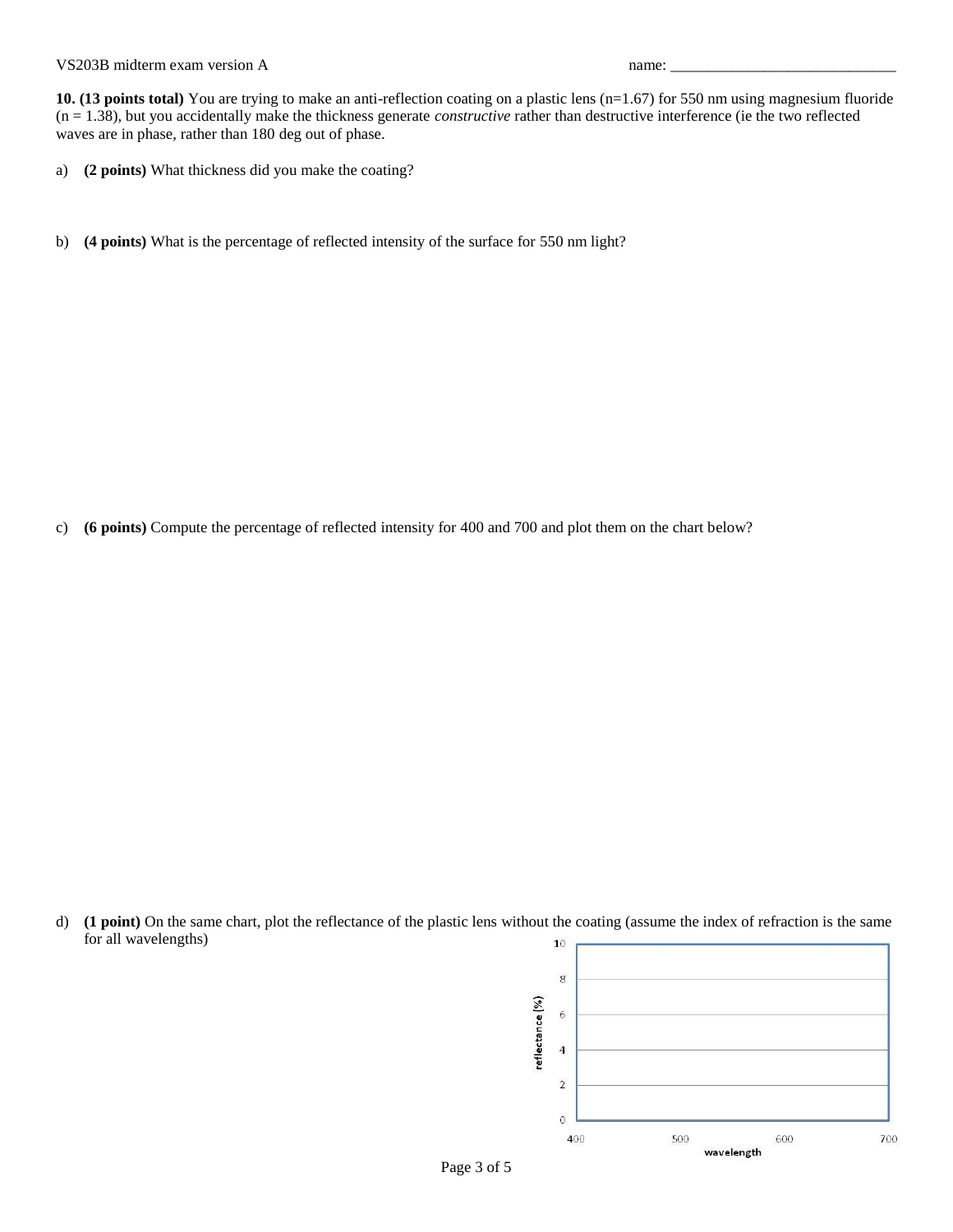**10. (13 points total)** You are trying to make an anti-reflection coating on a plastic lens (n=1.67) for 550 nm using magnesium fluoride (n = 1.38), but you accidentally make the thickness generate *constructive* rather than destructive interference (ie the two reflected waves are in phase, rather than 180 deg out of phase.

a) **(2 points)** What thickness did you make the coating?

b) **(4 points)** What is the percentage of reflected intensity of the surface for 550 nm light?

c) **(6 points)** Compute the percentage of reflected intensity for 400 and 700 and plot them on the chart below?

d) **(1 point)** On the same chart, plot the reflectance of the plastic lens without the coating (assume the index of refraction is the same for all wavelengths)

reflectance (%)

10

8

6

4

2

0

400 500 600 700

wavelength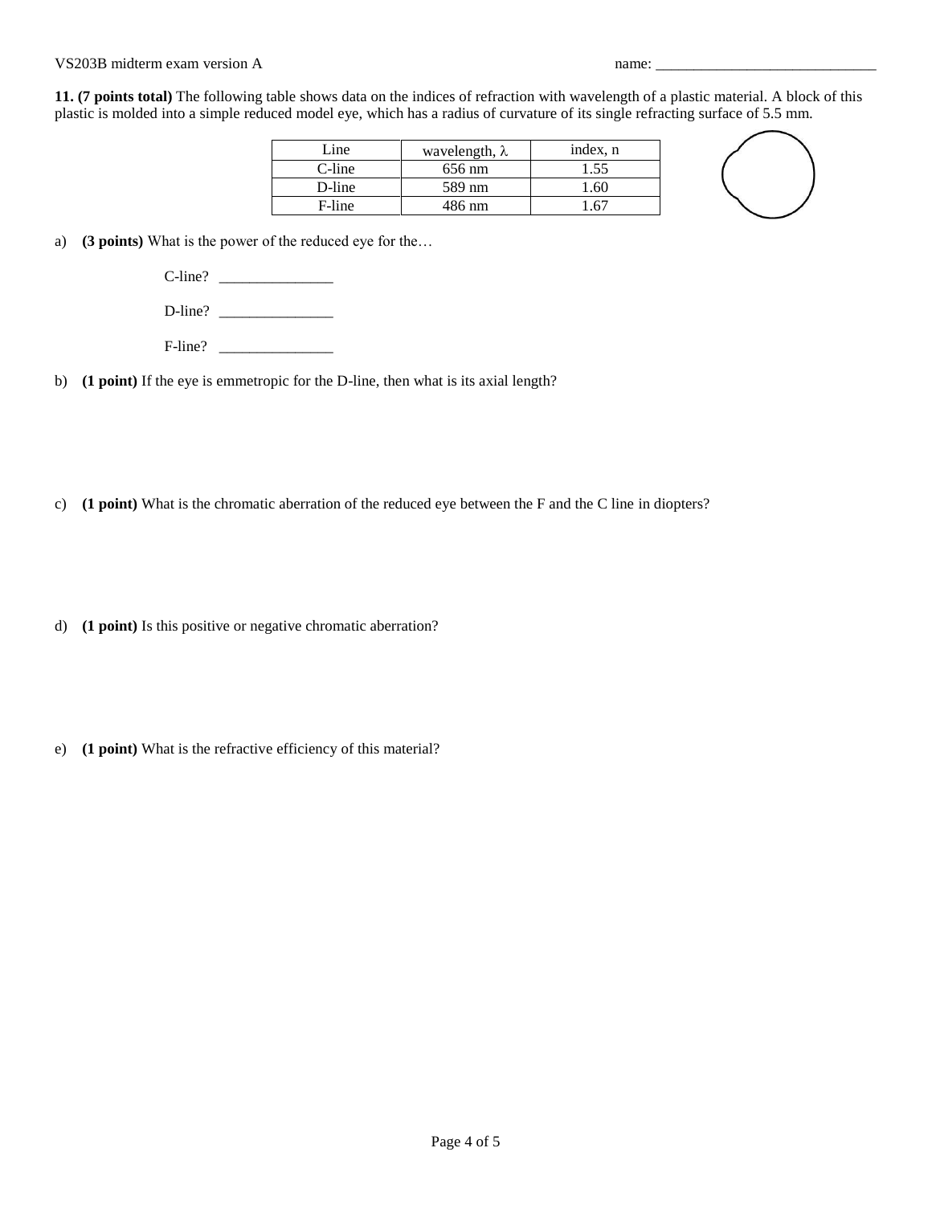VS203B midterm exam version A name: ______________________________

**11. (7 points total)** The following table shows data on the indices of refraction with wavelength of a plastic material. A block of this plastic is molded into a simple reduced model eye, which has a radius of curvature of its single refracting surface of 5.5 mm.

| Line | wavelength, $\lambda$ | index, n |
|---|---|---|
| C-line | 656 nm | 1.55 |
| D-line | 589 nm | 1.60 |
| F-line | 486 nm | 1.67 |

a) **(3 points)** What is the power of the reduced eye for the…

C-line? _______________

D-line? _______________

F-line? _______________

b) **(1 point)** If the eye is emmetropic for the D-line, then what is its axial length?

c) **(1 point)** What is the chromatic aberration of the reduced eye between the F and the C line in diopters?

d) **(1 point)** Is this positive or negative chromatic aberration?

e) **(1 point)** What is the refractive efficiency of this material?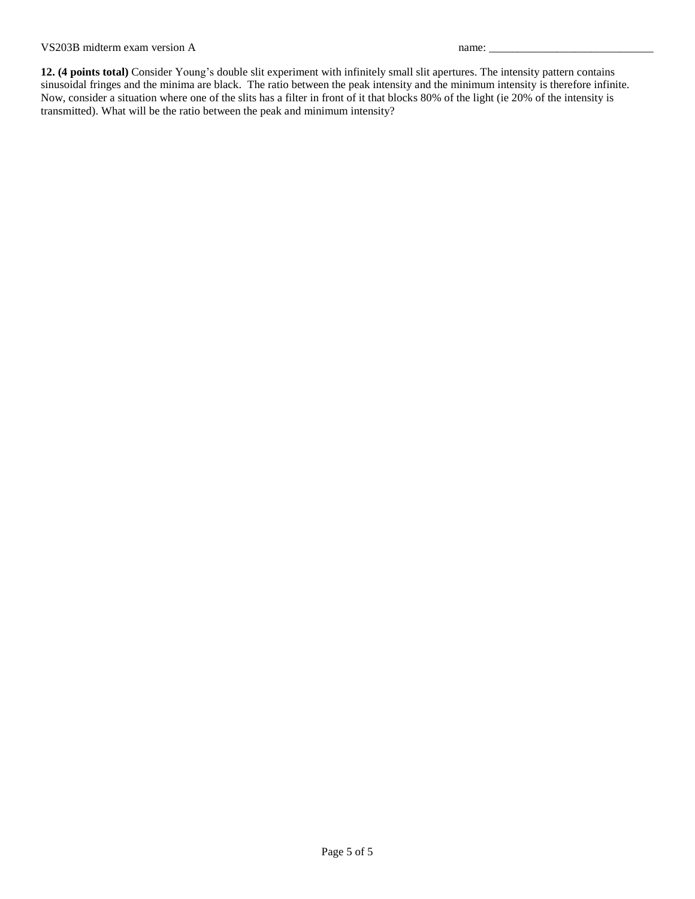**12. (4 points total)** Consider Young's double slit experiment with infinitely small slit apertures. The intensity pattern contains sinusoidal fringes and the minima are black. The ratio between the peak intensity and the minimum intensity is therefore infinite. Now, consider a situation where one of the slits has a filter in front of it that blocks 80% of the light (ie 20% of the intensity is transmitted). What will be the ratio between the peak and minimum intensity?